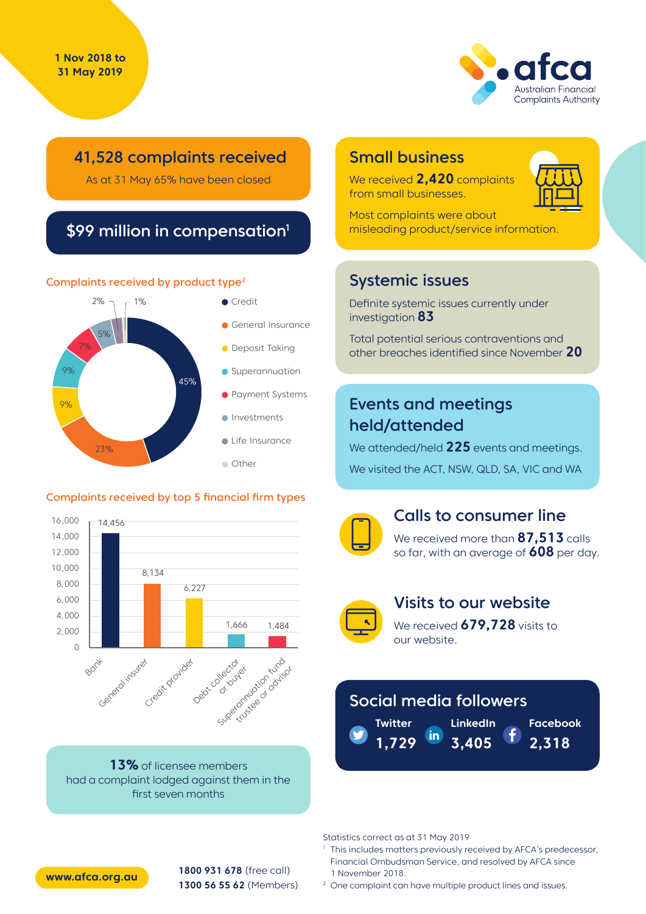1 Nov 2018 to 31 May 2019

afca
Australian Financial Complaints Authority

## 41,528 complaints received

As at 31 May 65% have been closed

## $99 million in compensation[1]

### Complaints received by product type[2]

| Product type | % |
|---|---|
| Credit | 45% |
| General Insurance | 23% |
| Deposit Taking | 9% |
| Superannuation | 9% |
| Payment Systems | 7% |
| Investments | 5% |
| Life Insurance | 2% |
| Other | 1% |

### Complaints received by top 5 financial firm types

| Firm type | Complaints |
|---|---|
| Bank | 14,456 |
| General insurer | 8,134 |
| Credit provider | 6,227 |
| Debt collector or buyer | 1,666 |
| Superannuation fund trustee or advisor | 1,484 |

**13%** of licensee members had a complaint lodged against them in the first seven months

## Small business

We received **2,420** complaints from small businesses.

Most complaints were about misleading product/service information.

## Systemic issues

Definite systemic issues currently under investigation **83**

Total potential serious contraventions and other breaches identified since November **20**

## Events and meetings held/attended

We attended/held **225** events and meetings.

We visited the ACT, NSW, QLD, SA, VIC and WA

## Calls to consumer line

We received more than **87,513** calls so far, with an average of **608** per day.

## Visits to our website

We received **679,728** visits to our website.

## Social media followers

| Twitter | LinkedIn | Facebook |
|---|---|---|
| 1,729 | 3,405 | 2,318 |

Statistics correct as at 31 May 2019

[1] This includes matters previously received by AFCA's predecessor, Financial Ombudsman Service, and resolved by AFCA since 1 November 2018.

[2] One complaint can have multiple product lines and issues.

www.afca.org.au

**1800 931 678** (free call)
**1300 56 55 62** (Members)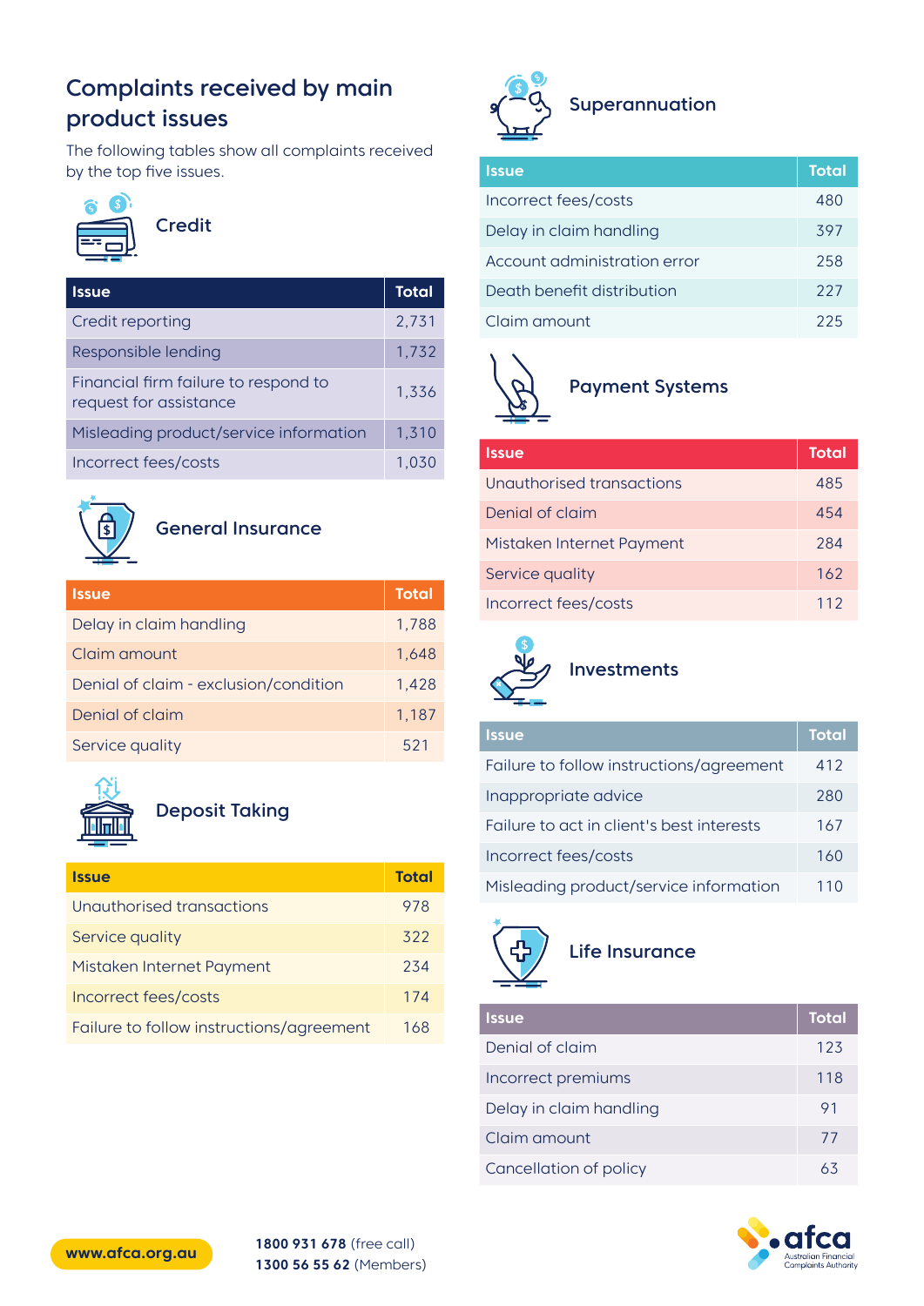## Complaints received by main product issues

The following tables show all complaints received by the top five issues.

### Credit

| Issue | Total |
|---|---|
| Credit reporting | 2,731 |
| Responsible lending | 1,732 |
| Financial firm failure to respond to request for assistance | 1,336 |
| Misleading product/service information | 1,310 |
| Incorrect fees/costs | 1,030 |

### General Insurance

| Issue | Total |
|---|---|
| Delay in claim handling | 1,788 |
| Claim amount | 1,648 |
| Denial of claim - exclusion/condition | 1,428 |
| Denial of claim | 1,187 |
| Service quality | 521 |

### Deposit Taking

| Issue | Total |
|---|---|
| Unauthorised transactions | 978 |
| Service quality | 322 |
| Mistaken Internet Payment | 234 |
| Incorrect fees/costs | 174 |
| Failure to follow instructions/agreement | 168 |

### Superannuation

| Issue | Total |
|---|---|
| Incorrect fees/costs | 480 |
| Delay in claim handling | 397 |
| Account administration error | 258 |
| Death benefit distribution | 227 |
| Claim amount | 225 |

### Payment Systems

| Issue | Total |
|---|---|
| Unauthorised transactions | 485 |
| Denial of claim | 454 |
| Mistaken Internet Payment | 284 |
| Service quality | 162 |
| Incorrect fees/costs | 112 |

### Investments

| Issue | Total |
|---|---|
| Failure to follow instructions/agreement | 412 |
| Inappropriate advice | 280 |
| Failure to act in client's best interests | 167 |
| Incorrect fees/costs | 160 |
| Misleading product/service information | 110 |

### Life Insurance

| Issue | Total |
|---|---|
| Denial of claim | 123 |
| Incorrect premiums | 118 |
| Delay in claim handling | 91 |
| Claim amount | 77 |
| Cancellation of policy | 63 |

www.afca.org.au

**1800 931 678** (free call)
**1300 56 55 62** (Members)

afca Australian Financial Complaints Authority